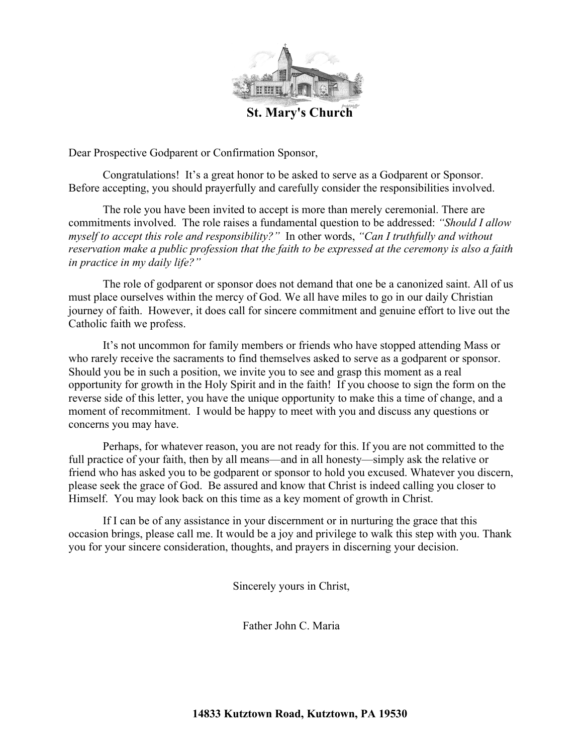# St. Mary's Church

Dear Prospective Godparent or Confirmation Sponsor,

Congratulations! It's a great honor to be asked to serve as a Godparent or Sponsor. Before accepting, you should prayerfully and carefully consider the responsibilities involved.

The role you have been invited to accept is more than merely ceremonial. There are commitments involved. The role raises a fundamental question to be addressed: *"Should I allow myself to accept this role and responsibility?"* In other words, *"Can I truthfully and without reservation make a public profession that the faith to be expressed at the ceremony is also a faith in practice in my daily life?"*

The role of godparent or sponsor does not demand that one be a canonized saint. All of us must place ourselves within the mercy of God. We all have miles to go in our daily Christian journey of faith. However, it does call for sincere commitment and genuine effort to live out the Catholic faith we profess.

It's not uncommon for family members or friends who have stopped attending Mass or who rarely receive the sacraments to find themselves asked to serve as a godparent or sponsor. Should you be in such a position, we invite you to see and grasp this moment as a real opportunity for growth in the Holy Spirit and in the faith! If you choose to sign the form on the reverse side of this letter, you have the unique opportunity to make this a time of change, and a moment of recommitment. I would be happy to meet with you and discuss any questions or concerns you may have.

Perhaps, for whatever reason, you are not ready for this. If you are not committed to the full practice of your faith, then by all means—and in all honesty—simply ask the relative or friend who has asked you to be godparent or sponsor to hold you excused. Whatever you discern, please seek the grace of God. Be assured and know that Christ is indeed calling you closer to Himself. You may look back on this time as a key moment of growth in Christ.

If I can be of any assistance in your discernment or in nurturing the grace that this occasion brings, please call me. It would be a joy and privilege to walk this step with you. Thank you for your sincere consideration, thoughts, and prayers in discerning your decision.

Sincerely yours in Christ,

Father John C. Maria

**14833 Kutztown Road, Kutztown, PA 19530**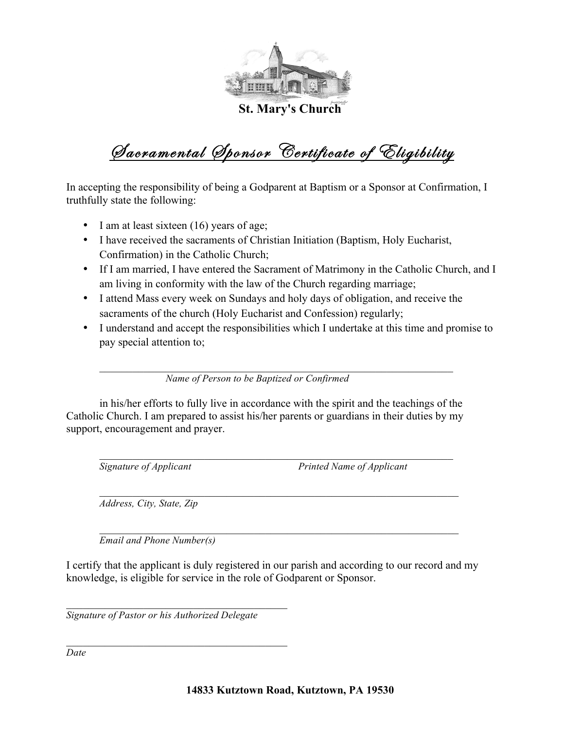**St. Mary's Church**

# *Sacramental Sponsor Certificate of Eligibility*

In accepting the responsibility of being a Godparent at Baptism or a Sponsor at Confirmation, I truthfully state the following:

- I am at least sixteen (16) years of age;
- I have received the sacraments of Christian Initiation (Baptism, Holy Eucharist, Confirmation) in the Catholic Church;
- If I am married, I have entered the Sacrament of Matrimony in the Catholic Church, and I am living in conformity with the law of the Church regarding marriage;
- I attend Mass every week on Sundays and holy days of obligation, and receive the sacraments of the church (Holy Eucharist and Confession) regularly;
- I understand and accept the responsibilities which I undertake at this time and promise to pay special attention to;

\_\_\_\_\_\_\_\_\_\_\_\_\_\_\_\_\_\_\_\_\_\_\_\_\_\_\_\_\_\_\_\_\_\_\_\_\_\_\_\_\_\_\_\_\_\_\_\_
*Name of Person to be Baptized or Confirmed*

in his/her efforts to fully live in accordance with the spirit and the teachings of the Catholic Church. I am prepared to assist his/her parents or guardians in their duties by my support, encouragement and prayer.

\_\_\_\_\_\_\_\_\_\_\_\_\_\_\_\_\_\_\_\_\_\_\_\_\_\_\_\_\_\_\_\_\_\_\_\_\_\_\_\_\_\_\_\_\_\_\_\_
*Signature of Applicant* *Printed Name of Applicant*

\_\_\_\_\_\_\_\_\_\_\_\_\_\_\_\_\_\_\_\_\_\_\_\_\_\_\_\_\_\_\_\_\_\_\_\_\_\_\_\_\_\_\_\_\_\_\_\_
*Address, City, State, Zip*

\_\_\_\_\_\_\_\_\_\_\_\_\_\_\_\_\_\_\_\_\_\_\_\_\_\_\_\_\_\_\_\_\_\_\_\_\_\_\_\_\_\_\_\_\_\_\_\_
*Email and Phone Number(s)*

I certify that the applicant is duly registered in our parish and according to our record and my knowledge, is eligible for service in the role of Godparent or Sponsor.

\_\_\_\_\_\_\_\_\_\_\_\_\_\_\_\_\_\_\_\_\_\_\_\_\_\_\_\_\_\_\_\_\_\_
*Signature of Pastor or his Authorized Delegate*

\_\_\_\_\_\_\_\_\_\_\_\_\_\_\_\_\_\_\_\_\_\_\_\_\_\_\_\_\_\_\_\_\_\_
*Date*

**14833 Kutztown Road, Kutztown, PA 19530**